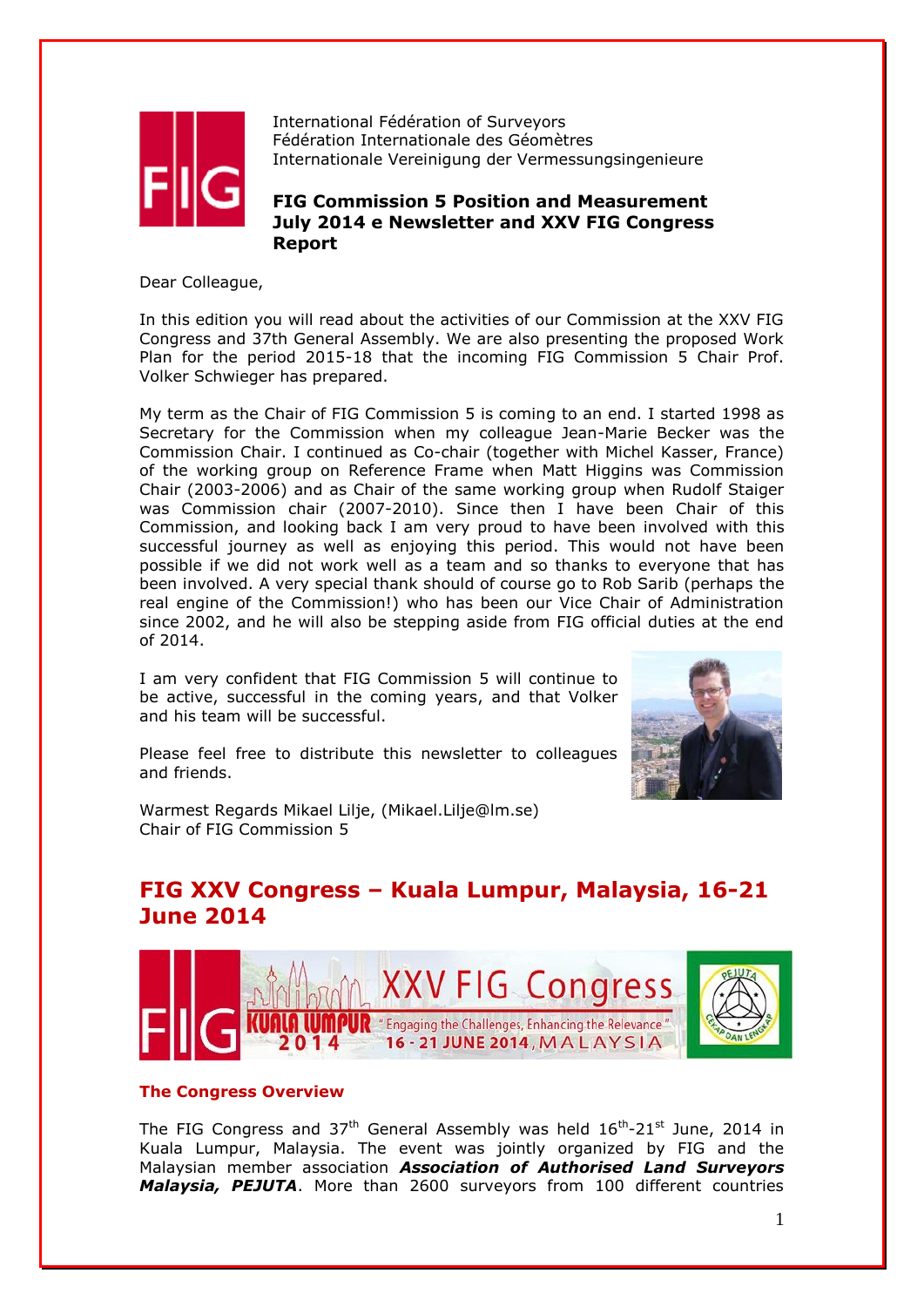International Fédération of Surveyors
Fédération Internationale des Géomètres
Internationale Vereinigung der Vermessungsingenieure

**FIG Commission 5 Position and Measurement**
**July 2014 e Newsletter and XXV FIG Congress Report**

Dear Colleague,

In this edition you will read about the activities of our Commission at the XXV FIG Congress and 37th General Assembly. We are also presenting the proposed Work Plan for the period 2015-18 that the incoming FIG Commission 5 Chair Prof. Volker Schwieger has prepared.

My term as the Chair of FIG Commission 5 is coming to an end. I started 1998 as Secretary for the Commission when my colleague Jean-Marie Becker was the Commission Chair. I continued as Co-chair (together with Michel Kasser, France) of the working group on Reference Frame when Matt Higgins was Commission Chair (2003-2006) and as Chair of the same working group when Rudolf Staiger was Commission chair (2007-2010). Since then I have been Chair of this Commission, and looking back I am very proud to have been involved with this successful journey as well as enjoying this period. This would not have been possible if we did not work well as a team and so thanks to everyone that has been involved. A very special thank should of course go to Rob Sarib (perhaps the real engine of the Commission!) who has been our Vice Chair of Administration since 2002, and he will also be stepping aside from FIG official duties at the end of 2014.

I am very confident that FIG Commission 5 will continue to be active, successful in the coming years, and that Volker and his team will be successful.

Please feel free to distribute this newsletter to colleagues and friends.

Warmest Regards Mikael Lilje, (Mikael.Lilje@lm.se)
Chair of FIG Commission 5

## FIG XXV Congress – Kuala Lumpur, Malaysia, 16-21 June 2014

### The Congress Overview

The FIG Congress and 37th General Assembly was held 16th-21st June, 2014 in Kuala Lumpur, Malaysia. The event was jointly organized by FIG and the Malaysian member association ***Association of Authorised Land Surveyors Malaysia, PEJUTA***. More than 2600 surveyors from 100 different countries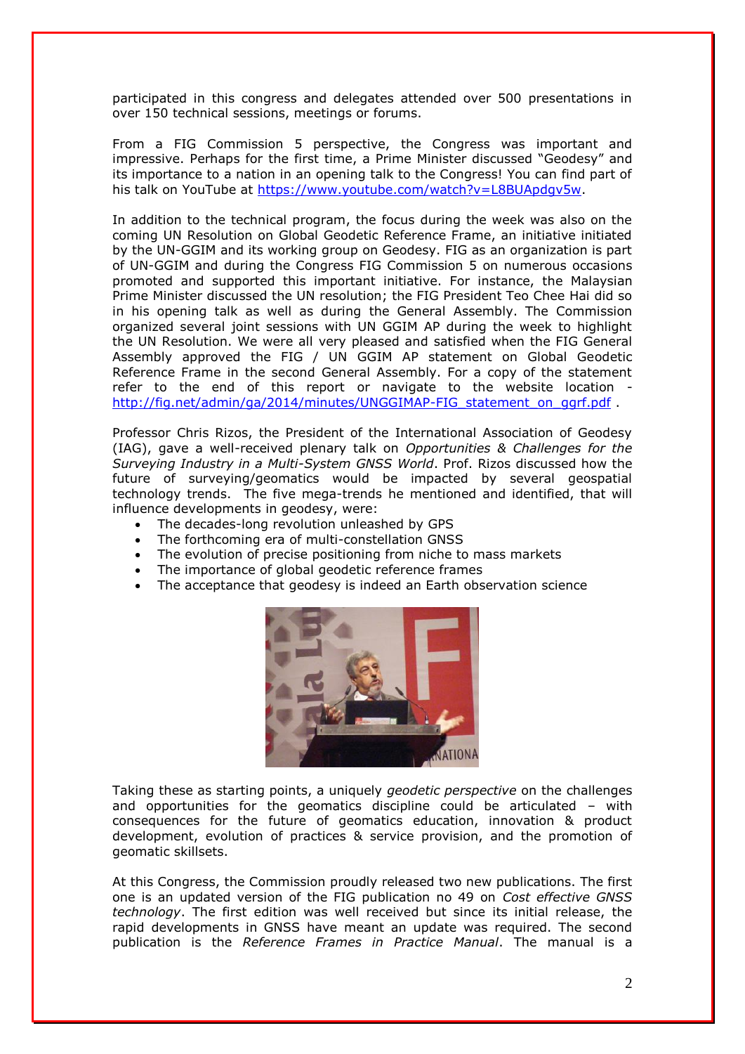participated in this congress and delegates attended over 500 presentations in over 150 technical sessions, meetings or forums.

From a FIG Commission 5 perspective, the Congress was important and impressive. Perhaps for the first time, a Prime Minister discussed "Geodesy" and its importance to a nation in an opening talk to the Congress! You can find part of his talk on YouTube at https://www.youtube.com/watch?v=L8BUApdgv5w.

In addition to the technical program, the focus during the week was also on the coming UN Resolution on Global Geodetic Reference Frame, an initiative initiated by the UN-GGIM and its working group on Geodesy. FIG as an organization is part of UN-GGIM and during the Congress FIG Commission 5 on numerous occasions promoted and supported this important initiative. For instance, the Malaysian Prime Minister discussed the UN resolution; the FIG President Teo Chee Hai did so in his opening talk as well as during the General Assembly. The Commission organized several joint sessions with UN GGIM AP during the week to highlight the UN Resolution. We were all very pleased and satisfied when the FIG General Assembly approved the FIG / UN GGIM AP statement on Global Geodetic Reference Frame in the second General Assembly. For a copy of the statement refer to the end of this report or navigate to the website location - http://fig.net/admin/ga/2014/minutes/UNGGIMAP-FIG_statement_on_ggrf.pdf .

Professor Chris Rizos, the President of the International Association of Geodesy (IAG), gave a well-received plenary talk on *Opportunities & Challenges for the Surveying Industry in a Multi-System GNSS World*. Prof. Rizos discussed how the future of surveying/geomatics would be impacted by several geospatial technology trends. The five mega-trends he mentioned and identified, that will influence developments in geodesy, were:

- The decades-long revolution unleashed by GPS
- The forthcoming era of multi-constellation GNSS
- The evolution of precise positioning from niche to mass markets
- The importance of global geodetic reference frames
- The acceptance that geodesy is indeed an Earth observation science

Taking these as starting points, a uniquely *geodetic perspective* on the challenges and opportunities for the geomatics discipline could be articulated – with consequences for the future of geomatics education, innovation & product development, evolution of practices & service provision, and the promotion of geomatic skillsets.

At this Congress, the Commission proudly released two new publications. The first one is an updated version of the FIG publication no 49 on *Cost effective GNSS technology*. The first edition was well received but since its initial release, the rapid developments in GNSS have meant an update was required. The second publication is the *Reference Frames in Practice Manual*. The manual is a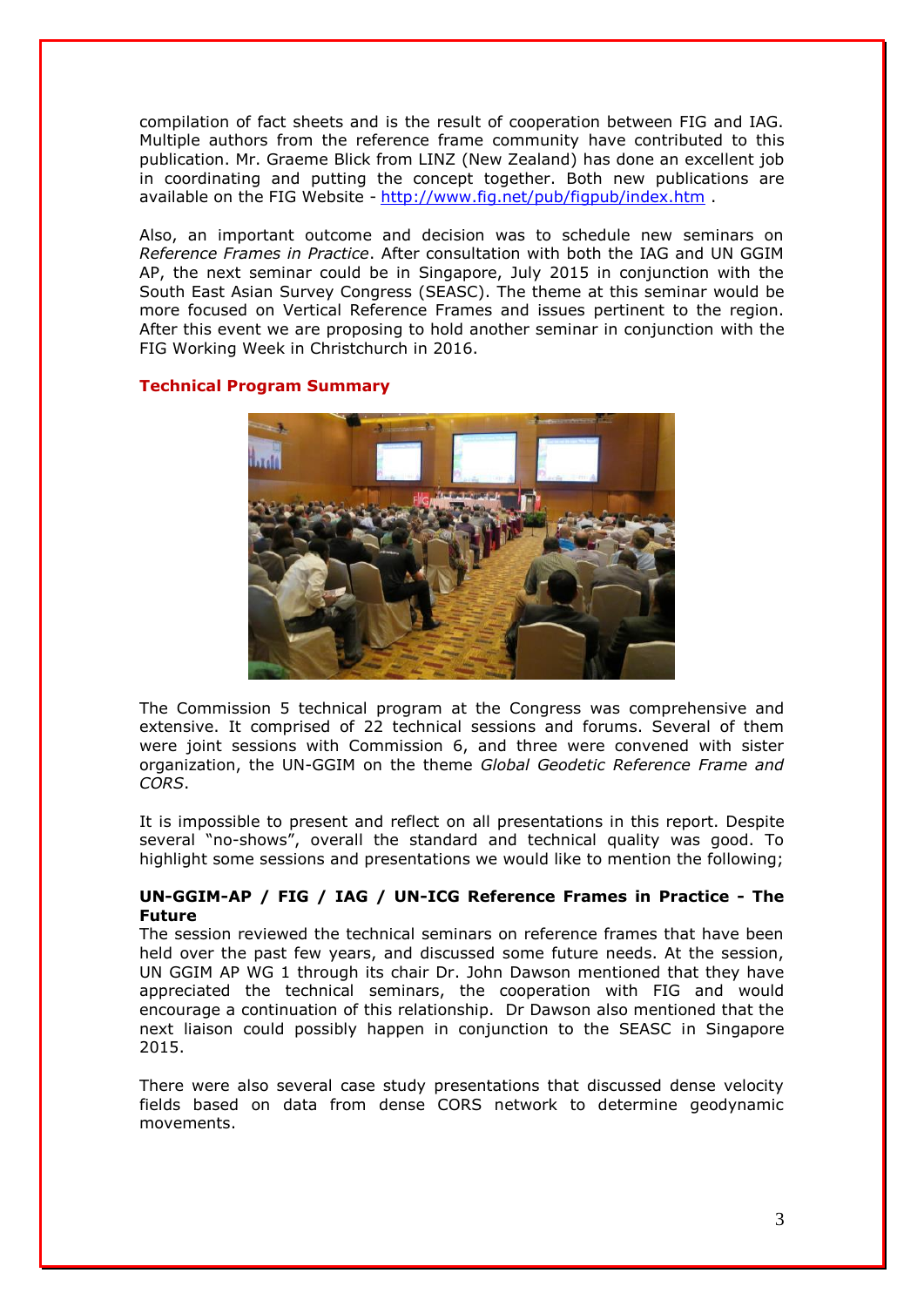compilation of fact sheets and is the result of cooperation between FIG and IAG. Multiple authors from the reference frame community have contributed to this publication. Mr. Graeme Blick from LINZ (New Zealand) has done an excellent job in coordinating and putting the concept together. Both new publications are available on the FIG Website - http://www.fig.net/pub/figpub/index.htm .

Also, an important outcome and decision was to schedule new seminars on *Reference Frames in Practice*. After consultation with both the IAG and UN GGIM AP, the next seminar could be in Singapore, July 2015 in conjunction with the South East Asian Survey Congress (SEASC). The theme at this seminar would be more focused on Vertical Reference Frames and issues pertinent to the region. After this event we are proposing to hold another seminar in conjunction with the FIG Working Week in Christchurch in 2016.

## Technical Program Summary

The Commission 5 technical program at the Congress was comprehensive and extensive. It comprised of 22 technical sessions and forums. Several of them were joint sessions with Commission 6, and three were convened with sister organization, the UN-GGIM on the theme *Global Geodetic Reference Frame and CORS*.

It is impossible to present and reflect on all presentations in this report. Despite several "no-shows", overall the standard and technical quality was good. To highlight some sessions and presentations we would like to mention the following;

### UN-GGIM-AP / FIG / IAG / UN-ICG Reference Frames in Practice - The Future

The session reviewed the technical seminars on reference frames that have been held over the past few years, and discussed some future needs. At the session, UN GGIM AP WG 1 through its chair Dr. John Dawson mentioned that they have appreciated the technical seminars, the cooperation with FIG and would encourage a continuation of this relationship. Dr Dawson also mentioned that the next liaison could possibly happen in conjunction to the SEASC in Singapore 2015.

There were also several case study presentations that discussed dense velocity fields based on data from dense CORS network to determine geodynamic movements.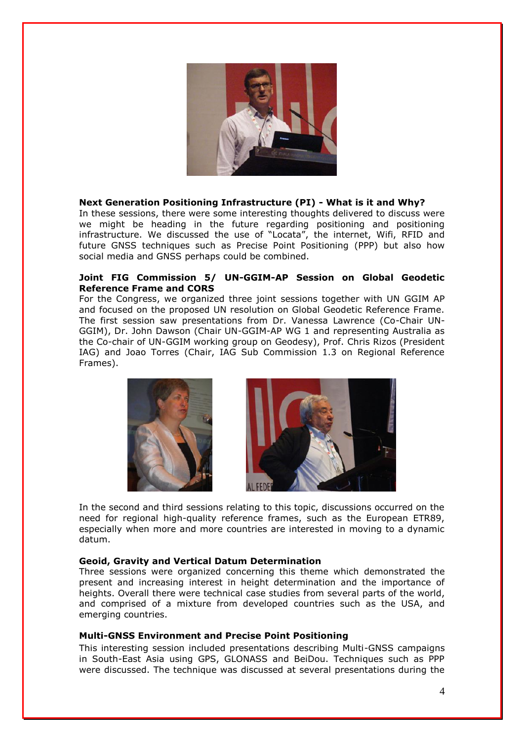**Next Generation Positioning Infrastructure (PI) - What is it and Why?**
In these sessions, there were some interesting thoughts delivered to discuss were we might be heading in the future regarding positioning and positioning infrastructure. We discussed the use of "Locata", the internet, Wifi, RFID and future GNSS techniques such as Precise Point Positioning (PPP) but also how social media and GNSS perhaps could be combined.

**Joint FIG Commission 5/ UN-GGIM-AP Session on Global Geodetic Reference Frame and CORS**
For the Congress, we organized three joint sessions together with UN GGIM AP and focused on the proposed UN resolution on Global Geodetic Reference Frame. The first session saw presentations from Dr. Vanessa Lawrence (Co-Chair UN-GGIM), Dr. John Dawson (Chair UN-GGIM-AP WG 1 and representing Australia as the Co-chair of UN-GGIM working group on Geodesy), Prof. Chris Rizos (President IAG) and Joao Torres (Chair, IAG Sub Commission 1.3 on Regional Reference Frames).

In the second and third sessions relating to this topic, discussions occurred on the need for regional high-quality reference frames, such as the European ETR89, especially when more and more countries are interested in moving to a dynamic datum.

**Geoid, Gravity and Vertical Datum Determination**
Three sessions were organized concerning this theme which demonstrated the present and increasing interest in height determination and the importance of heights. Overall there were technical case studies from several parts of the world, and comprised of a mixture from developed countries such as the USA, and emerging countries.

**Multi-GNSS Environment and Precise Point Positioning**
This interesting session included presentations describing Multi-GNSS campaigns in South-East Asia using GPS, GLONASS and BeiDou. Techniques such as PPP were discussed. The technique was discussed at several presentations during the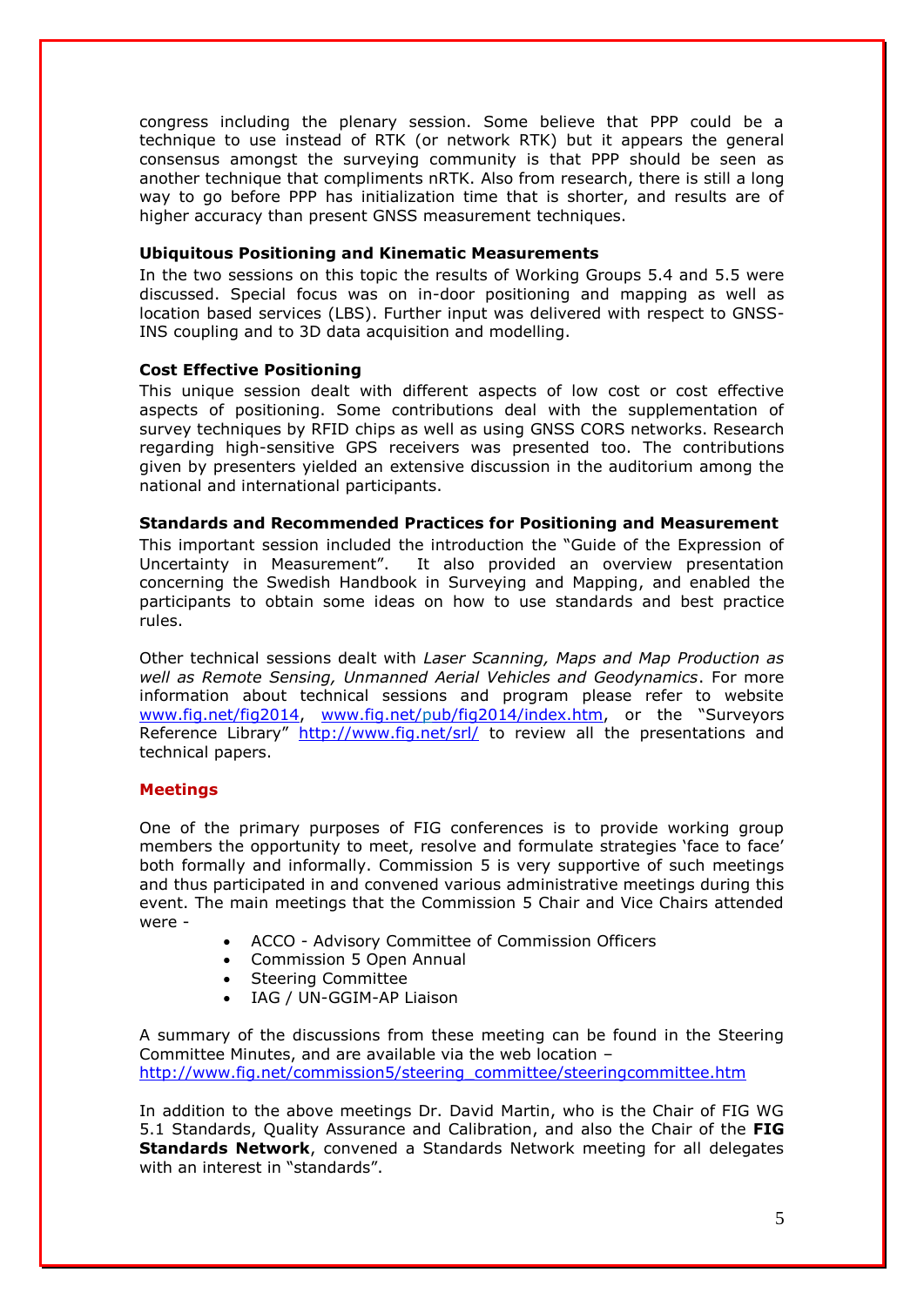congress including the plenary session. Some believe that PPP could be a technique to use instead of RTK (or network RTK) but it appears the general consensus amongst the surveying community is that PPP should be seen as another technique that compliments nRTK. Also from research, there is still a long way to go before PPP has initialization time that is shorter, and results are of higher accuracy than present GNSS measurement techniques.

**Ubiquitous Positioning and Kinematic Measurements**

In the two sessions on this topic the results of Working Groups 5.4 and 5.5 were discussed. Special focus was on in-door positioning and mapping as well as location based services (LBS). Further input was delivered with respect to GNSS-INS coupling and to 3D data acquisition and modelling.

**Cost Effective Positioning**

This unique session dealt with different aspects of low cost or cost effective aspects of positioning. Some contributions deal with the supplementation of survey techniques by RFID chips as well as using GNSS CORS networks. Research regarding high-sensitive GPS receivers was presented too. The contributions given by presenters yielded an extensive discussion in the auditorium among the national and international participants.

**Standards and Recommended Practices for Positioning and Measurement**

This important session included the introduction the "Guide of the Expression of Uncertainty in Measurement". It also provided an overview presentation concerning the Swedish Handbook in Surveying and Mapping, and enabled the participants to obtain some ideas on how to use standards and best practice rules.

Other technical sessions dealt with *Laser Scanning, Maps and Map Production as well as Remote Sensing, Unmanned Aerial Vehicles and Geodynamics*. For more information about technical sessions and program please refer to website www.fig.net/fig2014, www.fig.net/pub/fig2014/index.htm, or the "Surveyors Reference Library" http://www.fig.net/srl/ to review all the presentations and technical papers.

## Meetings

One of the primary purposes of FIG conferences is to provide working group members the opportunity to meet, resolve and formulate strategies 'face to face' both formally and informally. Commission 5 is very supportive of such meetings and thus participated in and convened various administrative meetings during this event. The main meetings that the Commission 5 Chair and Vice Chairs attended were -

- ACCO - Advisory Committee of Commission Officers
- Commission 5 Open Annual
- Steering Committee
- IAG / UN-GGIM-AP Liaison

A summary of the discussions from these meeting can be found in the Steering Committee Minutes, and are available via the web location – http://www.fig.net/commission5/steering_committee/steeringcommittee.htm

In addition to the above meetings Dr. David Martin, who is the Chair of FIG WG 5.1 Standards, Quality Assurance and Calibration, and also the Chair of the **FIG Standards Network**, convened a Standards Network meeting for all delegates with an interest in "standards".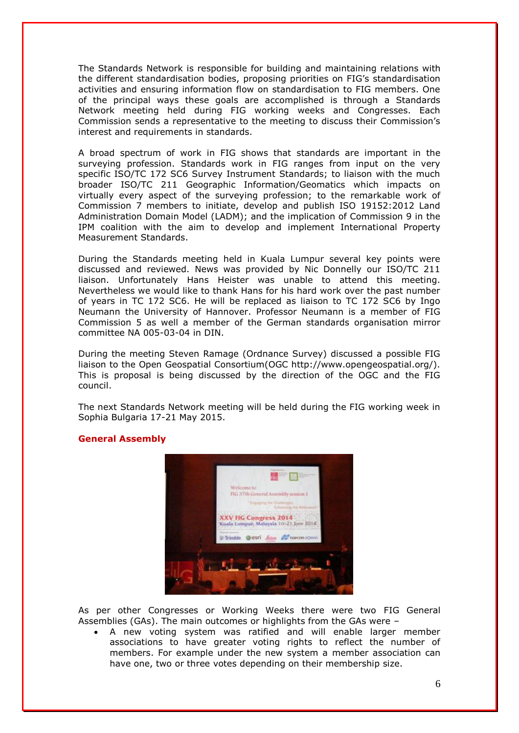The Standards Network is responsible for building and maintaining relations with the different standardisation bodies, proposing priorities on FIG's standardisation activities and ensuring information flow on standardisation to FIG members. One of the principal ways these goals are accomplished is through a Standards Network meeting held during FIG working weeks and Congresses. Each Commission sends a representative to the meeting to discuss their Commission's interest and requirements in standards.

A broad spectrum of work in FIG shows that standards are important in the surveying profession. Standards work in FIG ranges from input on the very specific ISO/TC 172 SC6 Survey Instrument Standards; to liaison with the much broader ISO/TC 211 Geographic Information/Geomatics which impacts on virtually every aspect of the surveying profession; to the remarkable work of Commission 7 members to initiate, develop and publish ISO 19152:2012 Land Administration Domain Model (LADM); and the implication of Commission 9 in the IPM coalition with the aim to develop and implement International Property Measurement Standards.

During the Standards meeting held in Kuala Lumpur several key points were discussed and reviewed. News was provided by Nic Donnelly our ISO/TC 211 liaison. Unfortunately Hans Heister was unable to attend this meeting. Nevertheless we would like to thank Hans for his hard work over the past number of years in TC 172 SC6. He will be replaced as liaison to TC 172 SC6 by Ingo Neumann the University of Hannover. Professor Neumann is a member of FIG Commission 5 as well a member of the German standards organisation mirror committee NA 005-03-04 in DIN.

During the meeting Steven Ramage (Ordnance Survey) discussed a possible FIG liaison to the Open Geospatial Consortium(OGC http://www.opengeospatial.org/). This is proposal is being discussed by the direction of the OGC and the FIG council.

The next Standards Network meeting will be held during the FIG working week in Sophia Bulgaria 17-21 May 2015.

**General Assembly**

As per other Congresses or Working Weeks there were two FIG General Assemblies (GAs). The main outcomes or highlights from the GAs were –

- A new voting system was ratified and will enable larger member associations to have greater voting rights to reflect the number of members. For example under the new system a member association can have one, two or three votes depending on their membership size.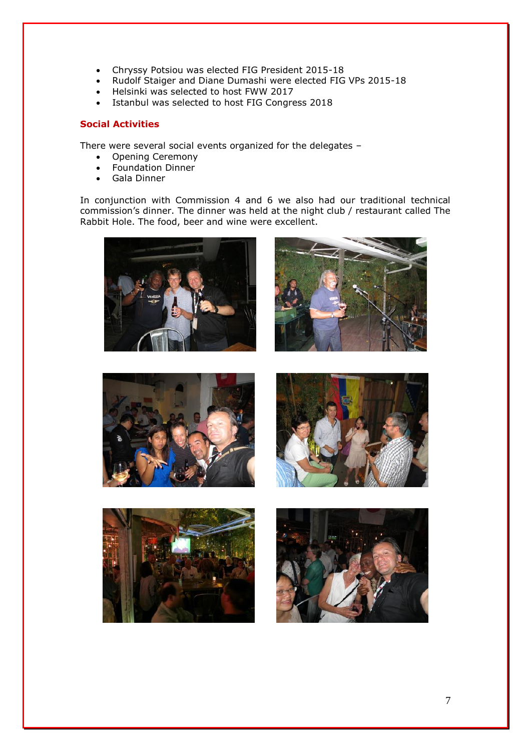- Chryssy Potsiou was elected FIG President 2015-18
- Rudolf Staiger and Diane Dumashi were elected FIG VPs 2015-18
- Helsinki was selected to host FWW 2017
- Istanbul was selected to host FIG Congress 2018

## Social Activities

There were several social events organized for the delegates –

- Opening Ceremony
- Foundation Dinner
- Gala Dinner

In conjunction with Commission 4 and 6 we also had our traditional technical commission's dinner. The dinner was held at the night club / restaurant called The Rabbit Hole. The food, beer and wine were excellent.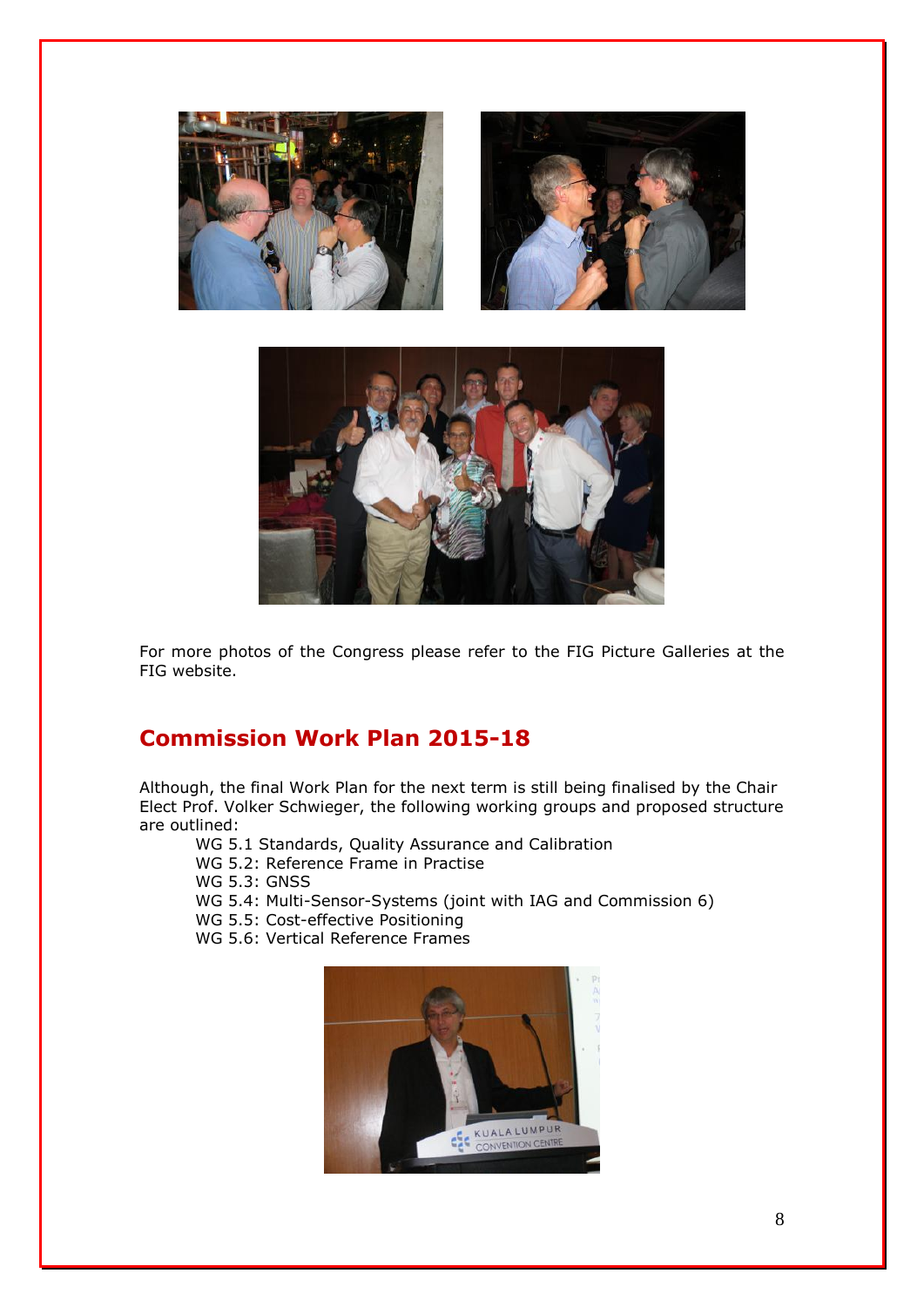For more photos of the Congress please refer to the FIG Picture Galleries at the FIG website.

## Commission Work Plan 2015-18

Although, the final Work Plan for the next term is still being finalised by the Chair Elect Prof. Volker Schwieger, the following working groups and proposed structure are outlined:

- WG 5.1 Standards, Quality Assurance and Calibration
- WG 5.2: Reference Frame in Practise
- WG 5.3: GNSS
- WG 5.4: Multi-Sensor-Systems (joint with IAG and Commission 6)
- WG 5.5: Cost-effective Positioning
- WG 5.6: Vertical Reference Frames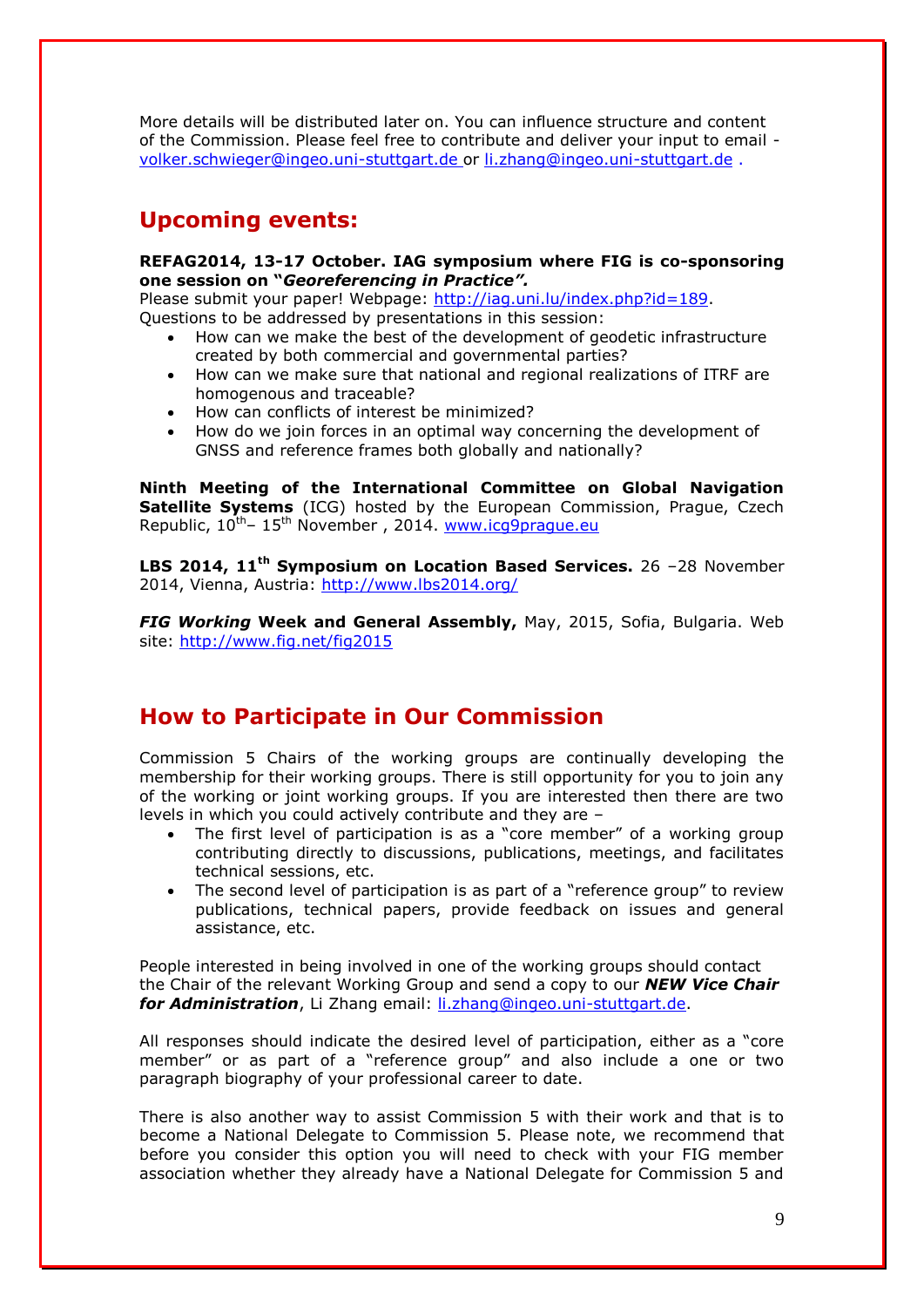More details will be distributed later on. You can influence structure and content of the Commission. Please feel free to contribute and deliver your input to email - volker.schwieger@ingeo.uni-stuttgart.de or li.zhang@ingeo.uni-stuttgart.de .

## Upcoming events:

**REFAG2014, 13-17 October. IAG symposium where FIG is co-sponsoring one session on "*Georeferencing in Practice*".**
Please submit your paper! Webpage: http://iag.uni.lu/index.php?id=189.
Questions to be addressed by presentations in this session:

- How can we make the best of the development of geodetic infrastructure created by both commercial and governmental parties?
- How can we make sure that national and regional realizations of ITRF are homogenous and traceable?
- How can conflicts of interest be minimized?
- How do we join forces in an optimal way concerning the development of GNSS and reference frames both globally and nationally?

**Ninth Meeting of the International Committee on Global Navigation Satellite Systems** (ICG) hosted by the European Commission, Prague, Czech Republic, 10th– 15th November , 2014. www.icg9prague.eu

**LBS 2014, 11th Symposium on Location Based Services.** 26 –28 November 2014, Vienna, Austria: http://www.lbs2014.org/

***FIG Working* Week and General Assembly,** May, 2015, Sofia, Bulgaria. Web site: http://www.fig.net/fig2015

## How to Participate in Our Commission

Commission 5 Chairs of the working groups are continually developing the membership for their working groups. There is still opportunity for you to join any of the working or joint working groups. If you are interested then there are two levels in which you could actively contribute and they are –

- The first level of participation is as a "core member" of a working group contributing directly to discussions, publications, meetings, and facilitates technical sessions, etc.
- The second level of participation is as part of a "reference group" to review publications, technical papers, provide feedback on issues and general assistance, etc.

People interested in being involved in one of the working groups should contact the Chair of the relevant Working Group and send a copy to our ***NEW Vice Chair for Administration***, Li Zhang email: li.zhang@ingeo.uni-stuttgart.de.

All responses should indicate the desired level of participation, either as a "core member" or as part of a "reference group" and also include a one or two paragraph biography of your professional career to date.

There is also another way to assist Commission 5 with their work and that is to become a National Delegate to Commission 5. Please note, we recommend that before you consider this option you will need to check with your FIG member association whether they already have a National Delegate for Commission 5 and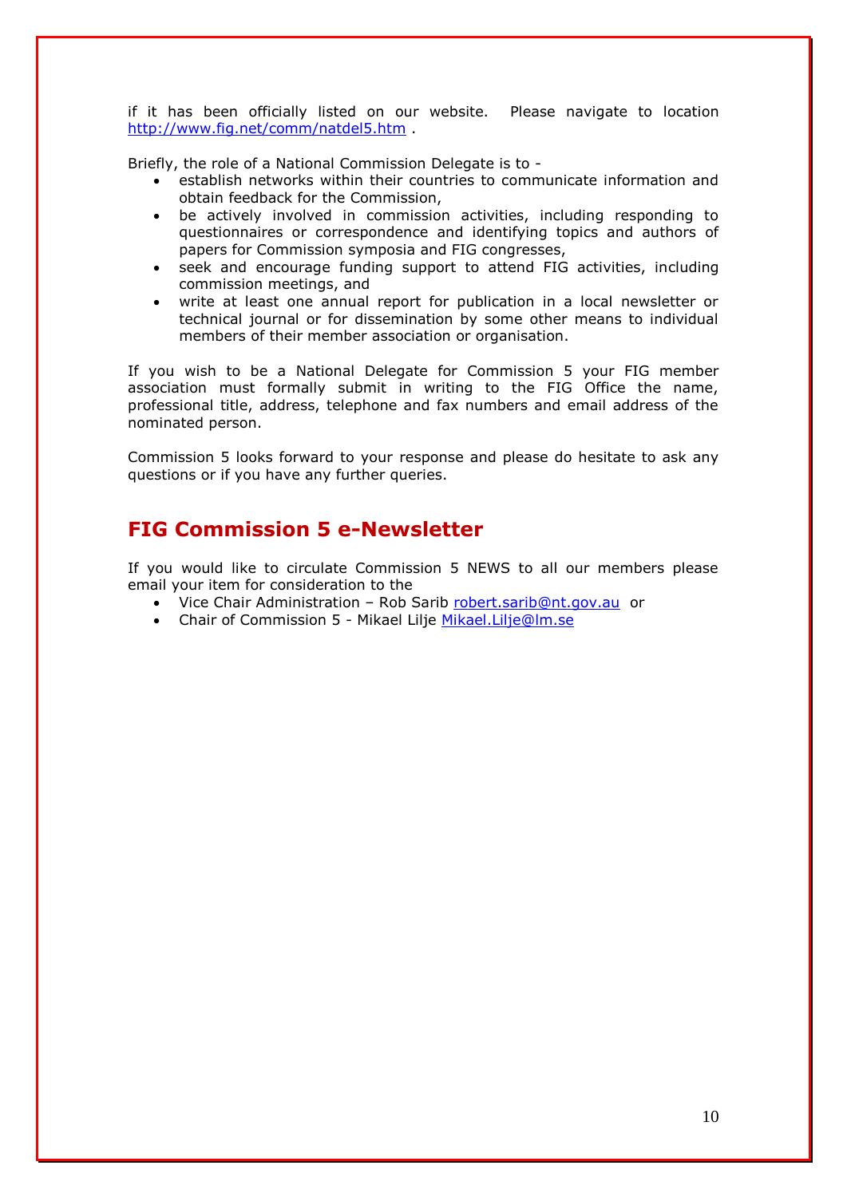if it has been officially listed on our website. Please navigate to location http://www.fig.net/comm/natdel5.htm .

Briefly, the role of a National Commission Delegate is to -

- establish networks within their countries to communicate information and obtain feedback for the Commission,
- be actively involved in commission activities, including responding to questionnaires or correspondence and identifying topics and authors of papers for Commission symposia and FIG congresses,
- seek and encourage funding support to attend FIG activities, including commission meetings, and
- write at least one annual report for publication in a local newsletter or technical journal or for dissemination by some other means to individual members of their member association or organisation.

If you wish to be a National Delegate for Commission 5 your FIG member association must formally submit in writing to the FIG Office the name, professional title, address, telephone and fax numbers and email address of the nominated person.

Commission 5 looks forward to your response and please do hesitate to ask any questions or if you have any further queries.

## FIG Commission 5 e-Newsletter

If you would like to circulate Commission 5 NEWS to all our members please email your item for consideration to the

- Vice Chair Administration – Rob Sarib robert.sarib@nt.gov.au or
- Chair of Commission 5 - Mikael Lilje Mikael.Lilje@lm.se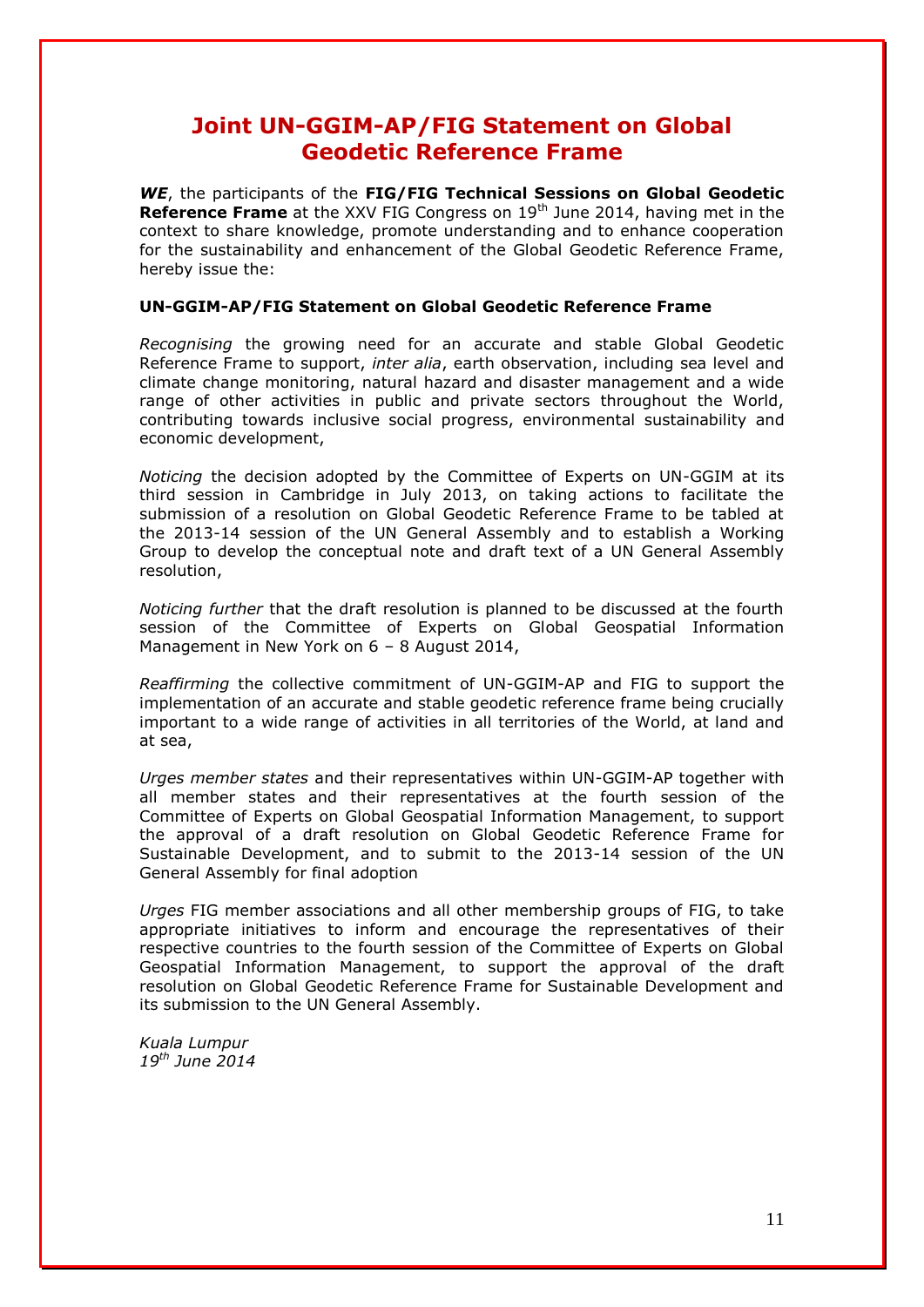# Joint UN-GGIM-AP/FIG Statement on Global Geodetic Reference Frame

***WE***, the participants of the **FIG/FIG Technical Sessions on Global Geodetic Reference Frame** at the XXV FIG Congress on 19th June 2014, having met in the context to share knowledge, promote understanding and to enhance cooperation for the sustainability and enhancement of the Global Geodetic Reference Frame, hereby issue the:

**UN-GGIM-AP/FIG Statement on Global Geodetic Reference Frame**

*Recognising* the growing need for an accurate and stable Global Geodetic Reference Frame to support, *inter alia*, earth observation, including sea level and climate change monitoring, natural hazard and disaster management and a wide range of other activities in public and private sectors throughout the World, contributing towards inclusive social progress, environmental sustainability and economic development,

*Noticing* the decision adopted by the Committee of Experts on UN-GGIM at its third session in Cambridge in July 2013, on taking actions to facilitate the submission of a resolution on Global Geodetic Reference Frame to be tabled at the 2013-14 session of the UN General Assembly and to establish a Working Group to develop the conceptual note and draft text of a UN General Assembly resolution,

*Noticing further* that the draft resolution is planned to be discussed at the fourth session of the Committee of Experts on Global Geospatial Information Management in New York on 6 – 8 August 2014,

*Reaffirming* the collective commitment of UN-GGIM-AP and FIG to support the implementation of an accurate and stable geodetic reference frame being crucially important to a wide range of activities in all territories of the World, at land and at sea,

*Urges member states* and their representatives within UN-GGIM-AP together with all member states and their representatives at the fourth session of the Committee of Experts on Global Geospatial Information Management, to support the approval of a draft resolution on Global Geodetic Reference Frame for Sustainable Development, and to submit to the 2013-14 session of the UN General Assembly for final adoption

*Urges* FIG member associations and all other membership groups of FIG, to take appropriate initiatives to inform and encourage the representatives of their respective countries to the fourth session of the Committee of Experts on Global Geospatial Information Management, to support the approval of the draft resolution on Global Geodetic Reference Frame for Sustainable Development and its submission to the UN General Assembly.

*Kuala Lumpur*
*19th June 2014*